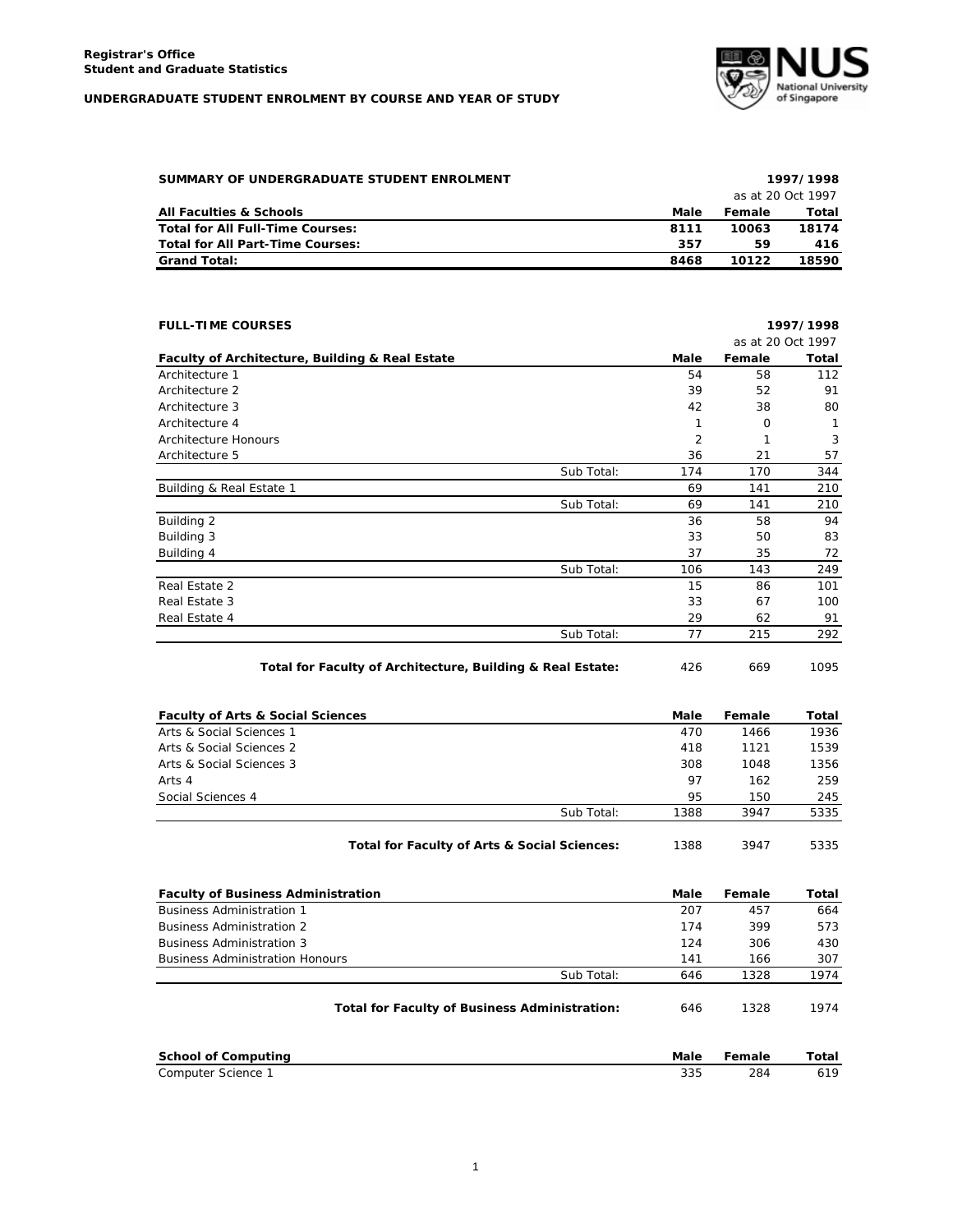**Registrar's Office**
**Student and Graduate Statistics**

**UNDERGRADUATE STUDENT ENROLMENT BY COURSE AND YEAR OF STUDY**

## SUMMARY OF UNDERGRADUATE STUDENT ENROLMENT

1997/1998
as at 20 Oct 1997

| All Faculties & Schools | Male | Female | Total |
|---|---|---|---|
| **Total for All Full-Time Courses:** | **8111** | **10063** | **18174** |
| **Total for All Part-Time Courses:** | **357** | **59** | **416** |
| **Grand Total:** | **8468** | **10122** | **18590** |

## FULL-TIME COURSES

1997/1998
as at 20 Oct 1997

| Faculty of Architecture, Building & Real Estate | | Male | Female | Total |
|---|---|---|---|---|
| Architecture 1 | | 54 | 58 | 112 |
| Architecture 2 | | 39 | 52 | 91 |
| Architecture 3 | | 42 | 38 | 80 |
| Architecture 4 | | 1 | 0 | 1 |
| Architecture Honours | | 2 | 1 | 3 |
| Architecture 5 | | 36 | 21 | 57 |
| | Sub Total: | 174 | 170 | 344 |
| Building & Real Estate 1 | | 69 | 141 | 210 |
| | Sub Total: | 69 | 141 | 210 |
| Building 2 | | 36 | 58 | 94 |
| Building 3 | | 33 | 50 | 83 |
| Building 4 | | 37 | 35 | 72 |
| | Sub Total: | 106 | 143 | 249 |
| Real Estate 2 | | 15 | 86 | 101 |
| Real Estate 3 | | 33 | 67 | 100 |
| Real Estate 4 | | 29 | 62 | 91 |
| | Sub Total: | 77 | 215 | 292 |
| | **Total for Faculty of Architecture, Building & Real Estate:** | 426 | 669 | 1095 |

| Faculty of Arts & Social Sciences | | Male | Female | Total |
|---|---|---|---|---|
| Arts & Social Sciences 1 | | 470 | 1466 | 1936 |
| Arts & Social Sciences 2 | | 418 | 1121 | 1539 |
| Arts & Social Sciences 3 | | 308 | 1048 | 1356 |
| Arts 4 | | 97 | 162 | 259 |
| Social Sciences 4 | | 95 | 150 | 245 |
| | Sub Total: | 1388 | 3947 | 5335 |
| | **Total for Faculty of Arts & Social Sciences:** | 1388 | 3947 | 5335 |

| Faculty of Business Administration | | Male | Female | Total |
|---|---|---|---|---|
| Business Administration 1 | | 207 | 457 | 664 |
| Business Administration 2 | | 174 | 399 | 573 |
| Business Administration 3 | | 124 | 306 | 430 |
| Business Administration Honours | | 141 | 166 | 307 |
| | Sub Total: | 646 | 1328 | 1974 |
| | **Total for Faculty of Business Administration:** | 646 | 1328 | 1974 |

| School of Computing | Male | Female | Total |
|---|---|---|---|
| Computer Science 1 | 335 | 284 | 619 |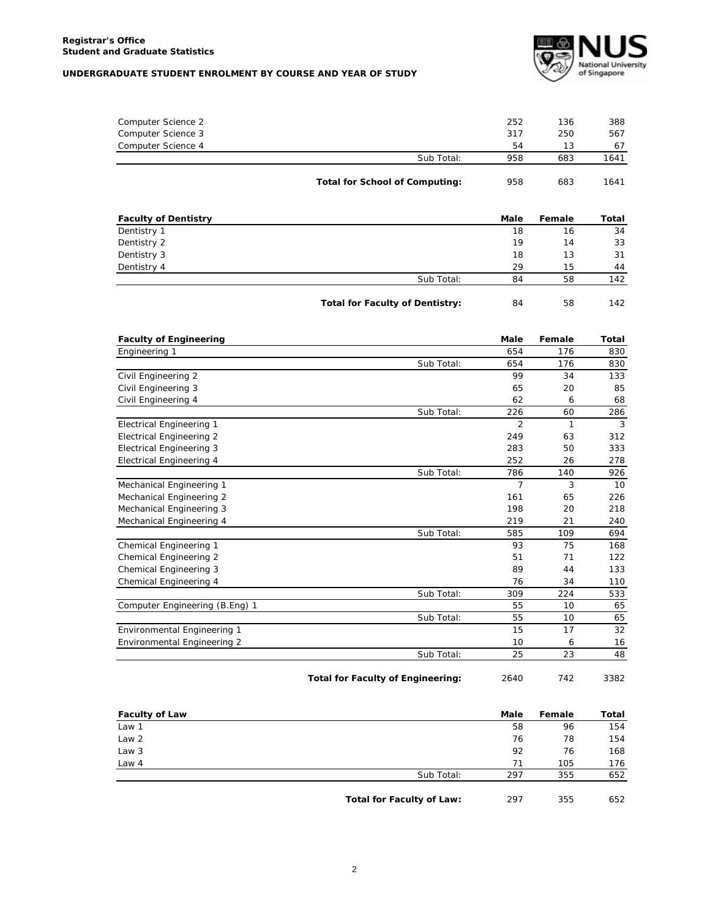| | | Male | Female | Total |
|---|---|---|---|---|
| Computer Science 2 | | 252 | 136 | 388 |
| Computer Science 3 | | 317 | 250 | 567 |
| Computer Science 4 | | 54 | 13 | 67 |
| | Sub Total: | 958 | 683 | 1641 |
| | **Total for School of Computing:** | 958 | 683 | 1641 |

| **Faculty of Dentistry** | | **Male** | **Female** | **Total** |
|---|---|---|---|---|
| Dentistry 1 | | 18 | 16 | 34 |
| Dentistry 2 | | 19 | 14 | 33 |
| Dentistry 3 | | 18 | 13 | 31 |
| Dentistry 4 | | 29 | 15 | 44 |
| | Sub Total: | 84 | 58 | 142 |
| | **Total for Faculty of Dentistry:** | 84 | 58 | 142 |

| **Faculty of Engineering** | | **Male** | **Female** | **Total** |
|---|---|---|---|---|
| Engineering 1 | | 654 | 176 | 830 |
| | Sub Total: | 654 | 176 | 830 |
| Civil Engineering 2 | | 99 | 34 | 133 |
| Civil Engineering 3 | | 65 | 20 | 85 |
| Civil Engineering 4 | | 62 | 6 | 68 |
| | Sub Total: | 226 | 60 | 286 |
| Electrical Engineering 1 | | 2 | 1 | 3 |
| Electrical Engineering 2 | | 249 | 63 | 312 |
| Electrical Engineering 3 | | 283 | 50 | 333 |
| Electrical Engineering 4 | | 252 | 26 | 278 |
| | Sub Total: | 786 | 140 | 926 |
| Mechanical Engineering 1 | | 7 | 3 | 10 |
| Mechanical Engineering 2 | | 161 | 65 | 226 |
| Mechanical Engineering 3 | | 198 | 20 | 218 |
| Mechanical Engineering 4 | | 219 | 21 | 240 |
| | Sub Total: | 585 | 109 | 694 |
| Chemical Engineering 1 | | 93 | 75 | 168 |
| Chemical Engineering 2 | | 51 | 71 | 122 |
| Chemical Engineering 3 | | 89 | 44 | 133 |
| Chemical Engineering 4 | | 76 | 34 | 110 |
| | Sub Total: | 309 | 224 | 533 |
| Computer Engineering (B.Eng) 1 | | 55 | 10 | 65 |
| | Sub Total: | 55 | 10 | 65 |
| Environmental Engineering 1 | | 15 | 17 | 32 |
| Environmental Engineering 2 | | 10 | 6 | 16 |
| | Sub Total: | 25 | 23 | 48 |
| | **Total for Faculty of Engineering:** | 2640 | 742 | 3382 |

| **Faculty of Law** | | **Male** | **Female** | **Total** |
|---|---|---|---|---|
| Law 1 | | 58 | 96 | 154 |
| Law 2 | | 76 | 78 | 154 |
| Law 3 | | 92 | 76 | 168 |
| Law 4 | | 71 | 105 | 176 |
| | Sub Total: | 297 | 355 | 652 |
| | **Total for Faculty of Law:** | 297 | 355 | 652 |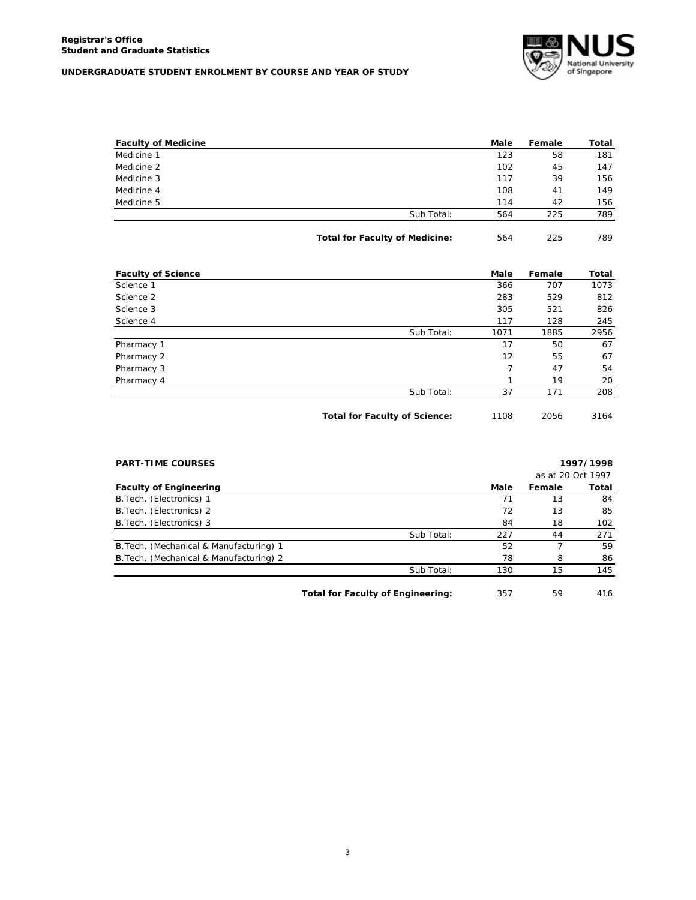**Registrar's Office**
**Student and Graduate Statistics**

**UNDERGRADUATE STUDENT ENROLMENT BY COURSE AND YEAR OF STUDY**

| **Faculty of Medicine** | | **Male** | **Female** | **Total** |
|---|---|---|---|---|
| Medicine 1 | | 123 | 58 | 181 |
| Medicine 2 | | 102 | 45 | 147 |
| Medicine 3 | | 117 | 39 | 156 |
| Medicine 4 | | 108 | 41 | 149 |
| Medicine 5 | | 114 | 42 | 156 |
| | Sub Total: | 564 | 225 | 789 |
| | **Total for Faculty of Medicine:** | 564 | 225 | 789 |

| **Faculty of Science** | | **Male** | **Female** | **Total** |
|---|---|---|---|---|
| Science 1 | | 366 | 707 | 1073 |
| Science 2 | | 283 | 529 | 812 |
| Science 3 | | 305 | 521 | 826 |
| Science 4 | | 117 | 128 | 245 |
| | Sub Total: | 1071 | 1885 | 2956 |
| Pharmacy 1 | | 17 | 50 | 67 |
| Pharmacy 2 | | 12 | 55 | 67 |
| Pharmacy 3 | | 7 | 47 | 54 |
| Pharmacy 4 | | 1 | 19 | 20 |
| | Sub Total: | 37 | 171 | 208 |
| | **Total for Faculty of Science:** | 1108 | 2056 | 3164 |

**PART-TIME COURSES** **1997/1998**

as at 20 Oct 1997

| **Faculty of Engineering** | | **Male** | **Female** | **Total** |
|---|---|---|---|---|
| B.Tech. (Electronics) 1 | | 71 | 13 | 84 |
| B.Tech. (Electronics) 2 | | 72 | 13 | 85 |
| B.Tech. (Electronics) 3 | | 84 | 18 | 102 |
| | Sub Total: | 227 | 44 | 271 |
| B.Tech. (Mechanical & Manufacturing) 1 | | 52 | 7 | 59 |
| B.Tech. (Mechanical & Manufacturing) 2 | | 78 | 8 | 86 |
| | Sub Total: | 130 | 15 | 145 |
| | **Total for Faculty of Engineering:** | 357 | 59 | 416 |